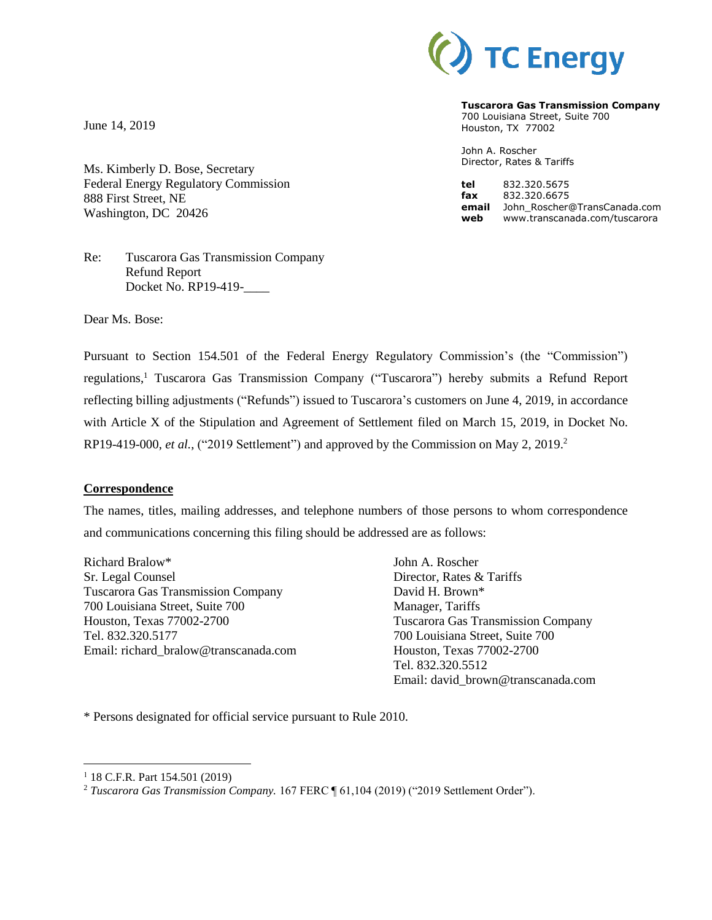TC Energy

**Tuscarora Gas Transmission Company**
700 Louisiana Street, Suite 700
Houston, TX 77002

John A. Roscher
Director, Rates & Tariffs

**tel** 832.320.5675
**fax** 832.320.6675
**email** John_Roscher@TransCanada.com
**web** www.transcanada.com/tuscarora

June 14, 2019

Ms. Kimberly D. Bose, Secretary
Federal Energy Regulatory Commission
888 First Street, NE
Washington, DC 20426

Re: Tuscarora Gas Transmission Company
Refund Report
Docket No. RP19-419-____

Dear Ms. Bose:

Pursuant to Section 154.501 of the Federal Energy Regulatory Commission's (the "Commission") regulations,[1] Tuscarora Gas Transmission Company ("Tuscarora") hereby submits a Refund Report reflecting billing adjustments ("Refunds") issued to Tuscarora's customers on June 4, 2019, in accordance with Article X of the Stipulation and Agreement of Settlement filed on March 15, 2019, in Docket No. RP19-419-000, *et al.*, ("2019 Settlement") and approved by the Commission on May 2, 2019.[2]

**Correspondence**

The names, titles, mailing addresses, and telephone numbers of those persons to whom correspondence and communications concerning this filing should be addressed are as follows:

Richard Bralow*
Sr. Legal Counsel
Tuscarora Gas Transmission Company
700 Louisiana Street, Suite 700
Houston, Texas 77002-2700
Tel. 832.320.5177
Email: richard_bralow@transcanada.com

John A. Roscher
Director, Rates & Tariffs
David H. Brown*
Manager, Tariffs
Tuscarora Gas Transmission Company
700 Louisiana Street, Suite 700
Houston, Texas 77002-2700
Tel. 832.320.5512
Email: david_brown@transcanada.com

\* Persons designated for official service pursuant to Rule 2010.

---

[1] 18 C.F.R. Part 154.501 (2019)

[2] *Tuscarora Gas Transmission Company.* 167 FERC ¶ 61,104 (2019) ("2019 Settlement Order").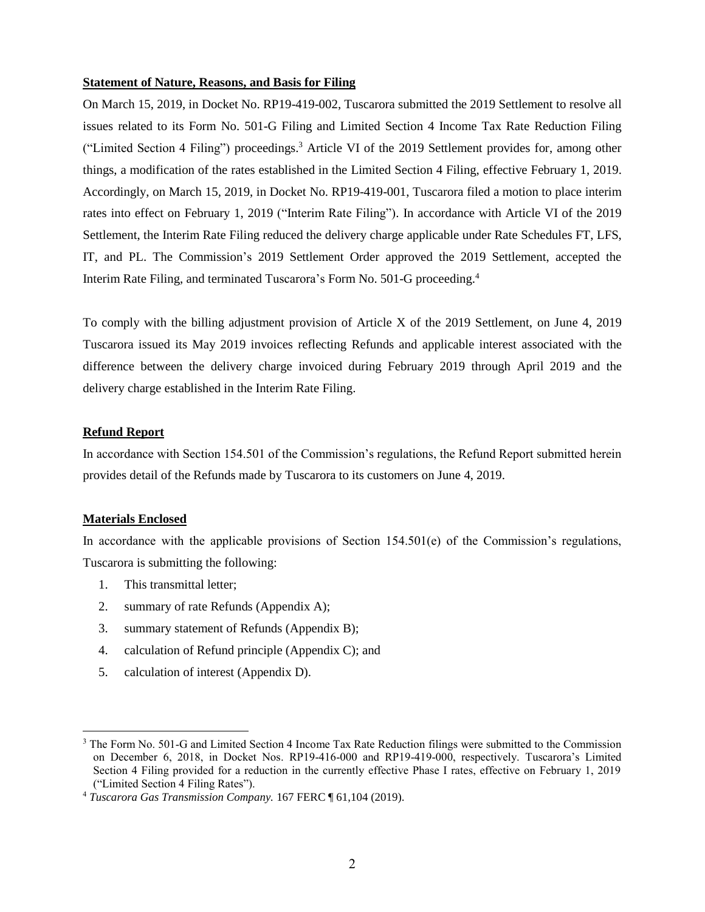**Statement of Nature, Reasons, and Basis for Filing**

On March 15, 2019, in Docket No. RP19-419-002, Tuscarora submitted the 2019 Settlement to resolve all issues related to its Form No. 501-G Filing and Limited Section 4 Income Tax Rate Reduction Filing ("Limited Section 4 Filing") proceedings.[3] Article VI of the 2019 Settlement provides for, among other things, a modification of the rates established in the Limited Section 4 Filing, effective February 1, 2019. Accordingly, on March 15, 2019, in Docket No. RP19-419-001, Tuscarora filed a motion to place interim rates into effect on February 1, 2019 ("Interim Rate Filing"). In accordance with Article VI of the 2019 Settlement, the Interim Rate Filing reduced the delivery charge applicable under Rate Schedules FT, LFS, IT, and PL. The Commission's 2019 Settlement Order approved the 2019 Settlement, accepted the Interim Rate Filing, and terminated Tuscarora's Form No. 501-G proceeding.[4]

To comply with the billing adjustment provision of Article X of the 2019 Settlement, on June 4, 2019 Tuscarora issued its May 2019 invoices reflecting Refunds and applicable interest associated with the difference between the delivery charge invoiced during February 2019 through April 2019 and the delivery charge established in the Interim Rate Filing.

**Refund Report**

In accordance with Section 154.501 of the Commission's regulations, the Refund Report submitted herein provides detail of the Refunds made by Tuscarora to its customers on June 4, 2019.

**Materials Enclosed**

In accordance with the applicable provisions of Section 154.501(e) of the Commission's regulations, Tuscarora is submitting the following:

1. This transmittal letter;
2. summary of rate Refunds (Appendix A);
3. summary statement of Refunds (Appendix B);
4. calculation of Refund principle (Appendix C); and
5. calculation of interest (Appendix D).

[3] The Form No. 501-G and Limited Section 4 Income Tax Rate Reduction filings were submitted to the Commission on December 6, 2018, in Docket Nos. RP19-416-000 and RP19-419-000, respectively. Tuscarora's Limited Section 4 Filing provided for a reduction in the currently effective Phase I rates, effective on February 1, 2019 ("Limited Section 4 Filing Rates").

[4] *Tuscarora Gas Transmission Company.* 167 FERC ¶ 61,104 (2019).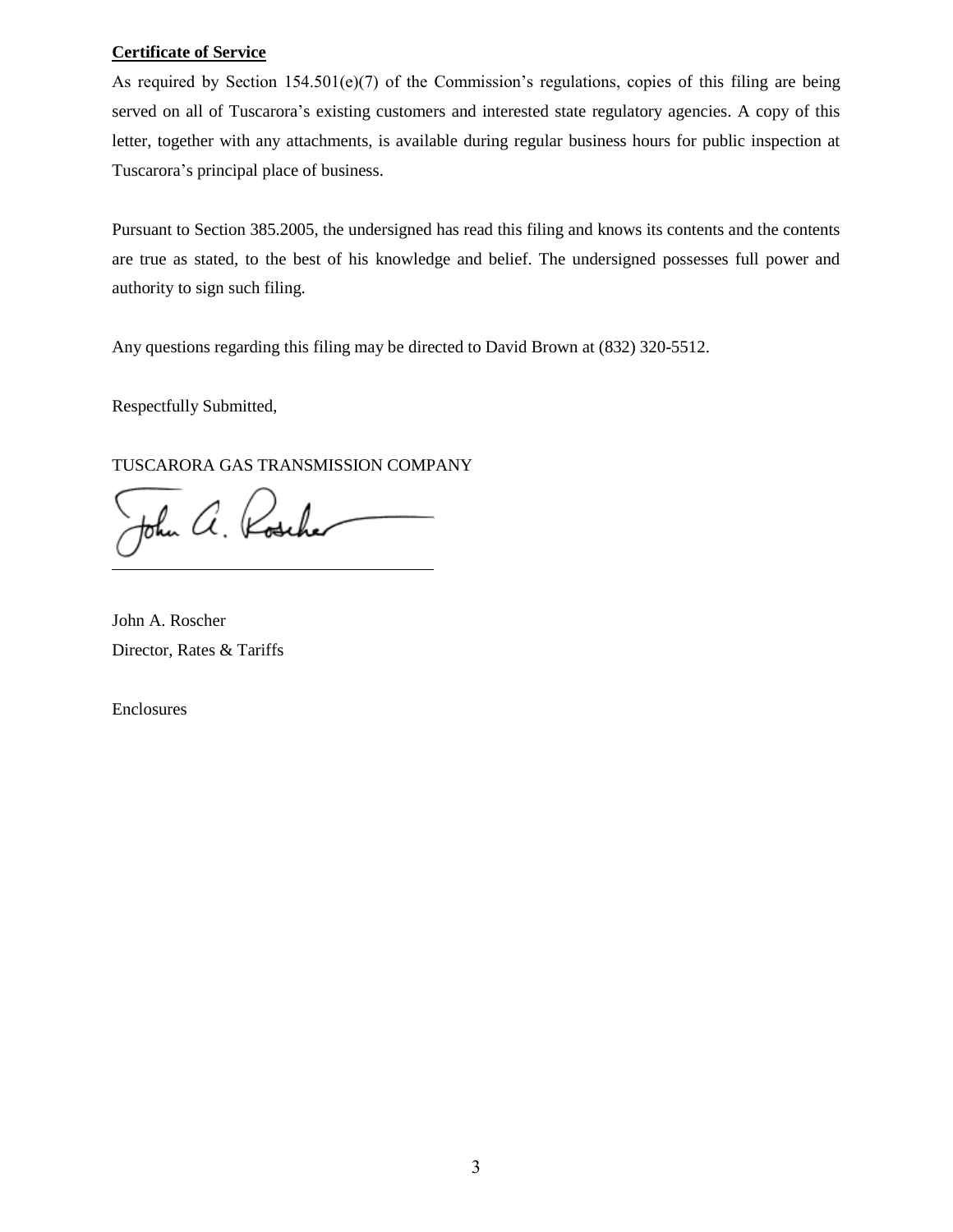**Certificate of Service**

As required by Section 154.501(e)(7) of the Commission's regulations, copies of this filing are being served on all of Tuscarora's existing customers and interested state regulatory agencies. A copy of this letter, together with any attachments, is available during regular business hours for public inspection at Tuscarora's principal place of business.

Pursuant to Section 385.2005, the undersigned has read this filing and knows its contents and the contents are true as stated, to the best of his knowledge and belief. The undersigned possesses full power and authority to sign such filing.

Any questions regarding this filing may be directed to David Brown at (832) 320-5512.

Respectfully Submitted,

TUSCARORA GAS TRANSMISSION COMPANY

John A. Roscher
Director, Rates & Tariffs

Enclosures